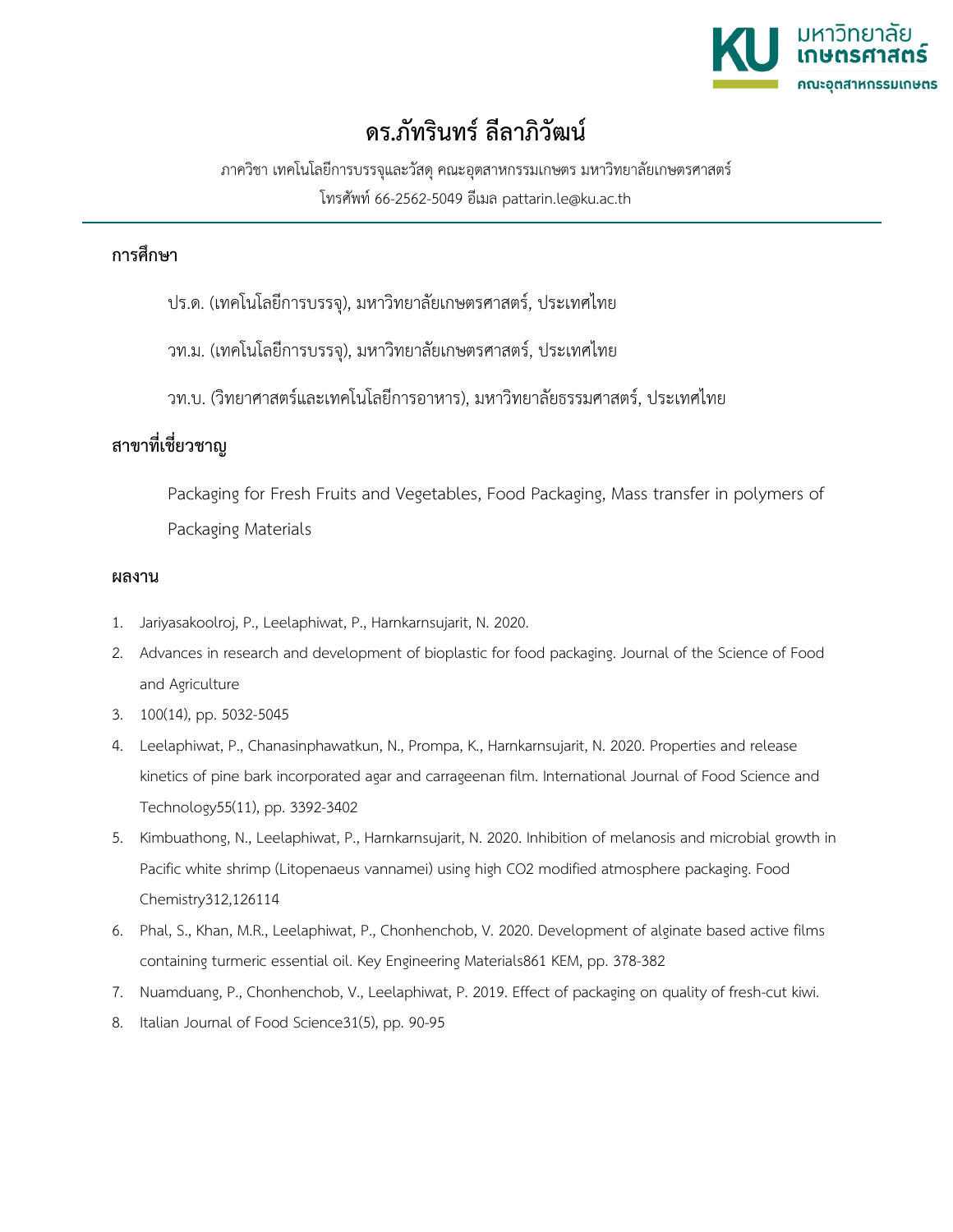มหาวิทยาลัยเกษตรศาสตร์
คณะอุตสาหกรรมเกษตร

# ดร.ภัทรินทร์ ลีลาภิวัฒน์

ภาควิชา เทคโนโลยีการบรรจุและวัสดุ คณะอุตสาหกรรมเกษตร มหาวิทยาลัยเกษตรศาสตร์

โทรศัพท์ 66-2562-5049 อีเมล pattarin.le@ku.ac.th

## การศึกษา

ปร.ด. (เทคโนโลยีการบรรจุ), มหาวิทยาลัยเกษตรศาสตร์, ประเทศไทย

วท.ม. (เทคโนโลยีการบรรจุ), มหาวิทยาลัยเกษตรศาสตร์, ประเทศไทย

วท.บ. (วิทยาศาสตร์และเทคโนโลยีการอาหาร), มหาวิทยาลัยธรรมศาสตร์, ประเทศไทย

## สาขาที่เชี่ยวชาญ

Packaging for Fresh Fruits and Vegetables, Food Packaging, Mass transfer in polymers of Packaging Materials

## ผลงาน

1. Jariyasakoolroj, P., Leelaphiwat, P., Harnkarnsujarit, N. 2020.
2. Advances in research and development of bioplastic for food packaging. Journal of the Science of Food and Agriculture
3. 100(14), pp. 5032-5045
4. Leelaphiwat, P., Chanasinphawatkun, N., Prompa, K., Harnkarnsujarit, N. 2020. Properties and release kinetics of pine bark incorporated agar and carrageenan film. International Journal of Food Science and Technology55(11), pp. 3392-3402
5. Kimbuathong, N., Leelaphiwat, P., Harnkarnsujarit, N. 2020. Inhibition of melanosis and microbial growth in Pacific white shrimp (Litopenaeus vannamei) using high $CO_2$ modified atmosphere packaging. Food Chemistry312,126114
6. Phal, S., Khan, M.R., Leelaphiwat, P., Chonhenchob, V. 2020. Development of alginate based active films containing turmeric essential oil. Key Engineering Materials861 KEM, pp. 378-382
7. Nuamduang, P., Chonhenchob, V., Leelaphiwat, P. 2019. Effect of packaging on quality of fresh-cut kiwi.
8. Italian Journal of Food Science31(5), pp. 90-95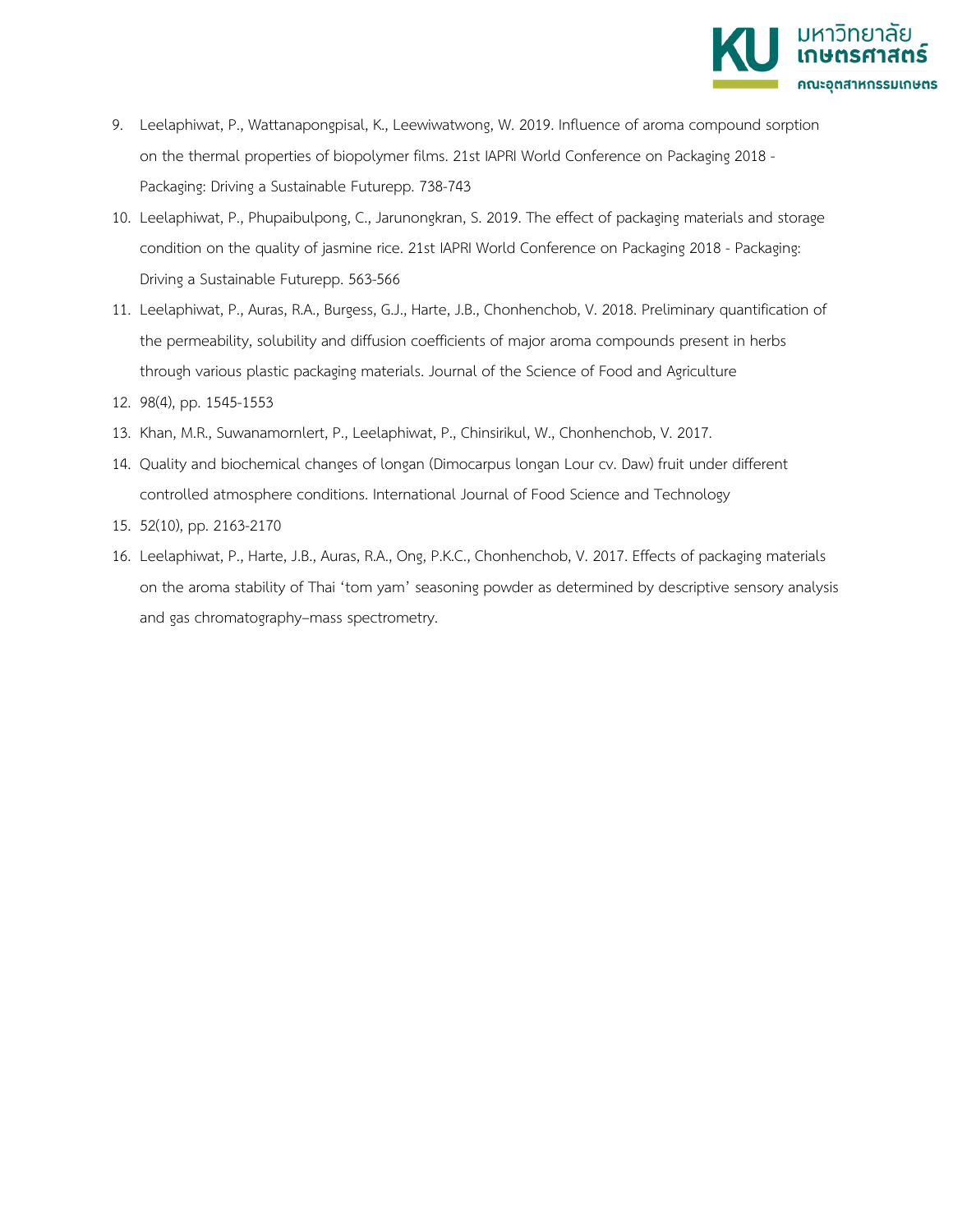9. Leelaphiwat, P., Wattanapongpisal, K., Leewiwatwong, W. 2019. Influence of aroma compound sorption on the thermal properties of biopolymer films. 21st IAPRI World Conference on Packaging 2018 - Packaging: Driving a Sustainable Futurepp. 738-743
10. Leelaphiwat, P., Phupaibulpong, C., Jarunongkran, S. 2019. The effect of packaging materials and storage condition on the quality of jasmine rice. 21st IAPRI World Conference on Packaging 2018 - Packaging: Driving a Sustainable Futurepp. 563-566
11. Leelaphiwat, P., Auras, R.A., Burgess, G.J., Harte, J.B., Chonhenchob, V. 2018. Preliminary quantification of the permeability, solubility and diffusion coefficients of major aroma compounds present in herbs through various plastic packaging materials. Journal of the Science of Food and Agriculture
12. 98(4), pp. 1545-1553
13. Khan, M.R., Suwanamornlert, P., Leelaphiwat, P., Chinsirikul, W., Chonhenchob, V. 2017.
14. Quality and biochemical changes of longan (Dimocarpus longan Lour cv. Daw) fruit under different controlled atmosphere conditions. International Journal of Food Science and Technology
15. 52(10), pp. 2163-2170
16. Leelaphiwat, P., Harte, J.B., Auras, R.A., Ong, P.K.C., Chonhenchob, V. 2017. Effects of packaging materials on the aroma stability of Thai 'tom yam' seasoning powder as determined by descriptive sensory analysis and gas chromatography–mass spectrometry.